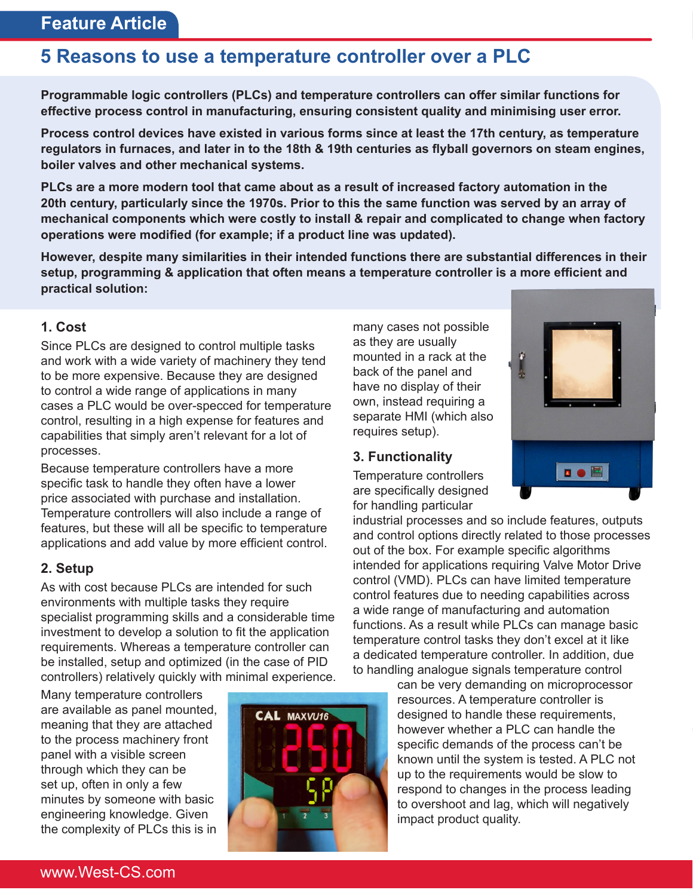Feature Article

# 5 Reasons to use a temperature controller over a PLC

**Programmable logic controllers (PLCs) and temperature controllers can offer similar functions for effective process control in manufacturing, ensuring consistent quality and minimising user error.**

**Process control devices have existed in various forms since at least the 17th century, as temperature regulators in furnaces, and later in to the 18th & 19th centuries as flyball governors on steam engines, boiler valves and other mechanical systems.**

**PLCs are a more modern tool that came about as a result of increased factory automation in the 20th century, particularly since the 1970s. Prior to this the same function was served by an array of mechanical components which were costly to install & repair and complicated to change when factory operations were modified (for example; if a product line was updated).**

**However, despite many similarities in their intended functions there are substantial differences in their setup, programming & application that often means a temperature controller is a more efficient and practical solution:**

## 1. Cost

Since PLCs are designed to control multiple tasks and work with a wide variety of machinery they tend to be more expensive. Because they are designed to control a wide range of applications in many cases a PLC would be over-specced for temperature control, resulting in a high expense for features and capabilities that simply aren't relevant for a lot of processes.

Because temperature controllers have a more specific task to handle they often have a lower price associated with purchase and installation. Temperature controllers will also include a range of features, but these will all be specific to temperature applications and add value by more efficient control.

## 2. Setup

As with cost because PLCs are intended for such environments with multiple tasks they require specialist programming skills and a considerable time investment to develop a solution to fit the application requirements. Whereas a temperature controller can be installed, setup and optimized (in the case of PID controllers) relatively quickly with minimal experience.

Many temperature controllers are available as panel mounted, meaning that they are attached to the process machinery front panel with a visible screen through which they can be set up, often in only a few minutes by someone with basic engineering knowledge. Given the complexity of PLCs this is in many cases not possible as they are usually mounted in a rack at the back of the panel and have no display of their own, instead requiring a separate HMI (which also requires setup).

## 3. Functionality

Temperature controllers are specifically designed for handling particular industrial processes and so include features, outputs and control options directly related to those processes out of the box. For example specific algorithms intended for applications requiring Valve Motor Drive control (VMD). PLCs can have limited temperature control features due to needing capabilities across a wide range of manufacturing and automation functions. As a result while PLCs can manage basic temperature control tasks they don't excel at it like a dedicated temperature controller. In addition, due to handling analogue signals temperature control can be very demanding on microprocessor resources. A temperature controller is designed to handle these requirements, however whether a PLC can handle the specific demands of the process can't be known until the system is tested. A PLC not up to the requirements would be slow to respond to changes in the process leading to overshoot and lag, which will negatively impact product quality.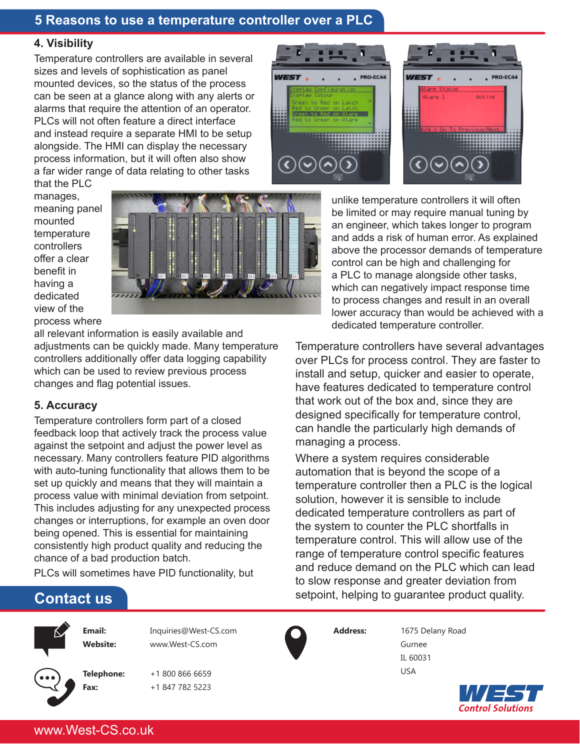## 5 Reasons to use a temperature controller over a PLC

### 4. Visibility

Temperature controllers are available in several sizes and levels of sophistication as panel mounted devices, so the status of the process can be seen at a glance along with any alerts or alarms that require the attention of an operator. PLCs will not often feature a direct interface and instead require a separate HMI to be setup alongside. The HMI can display the necessary process information, but it will often also show a far wider range of data relating to other tasks that the PLC manages, meaning panel mounted temperature controllers offer a clear benefit in having a dedicated view of the process where all relevant information is easily available and adjustments can be quickly made. Many temperature controllers additionally offer data logging capability which can be used to review previous process changes and flag potential issues.

### 5. Accuracy

Temperature controllers form part of a closed feedback loop that actively track the process value against the setpoint and adjust the power level as necessary. Many controllers feature PID algorithms with auto-tuning functionality that allows them to be set up quickly and means that they will maintain a process value with minimal deviation from setpoint. This includes adjusting for any unexpected process changes or interruptions, for example an oven door being opened. This is essential for maintaining consistently high product quality and reducing the chance of a bad production batch.

PLCs will sometimes have PID functionality, but unlike temperature controllers it will often be limited or may require manual tuning by an engineer, which takes longer to program and adds a risk of human error. As explained above the processor demands of temperature control can be high and challenging for a PLC to manage alongside other tasks, which can negatively impact response time to process changes and result in an overall lower accuracy than would be achieved with a dedicated temperature controller.

Temperature controllers have several advantages over PLCs for process control. They are faster to install and setup, quicker and easier to operate, have features dedicated to temperature control that work out of the box and, since they are designed specifically for temperature control, can handle the particularly high demands of managing a process.

Where a system requires considerable automation that is beyond the scope of a temperature controller then a PLC is the logical solution, however it is sensible to include dedicated temperature controllers as part of the system to counter the PLC shortfalls in temperature control. This will allow use of the range of temperature control specific features and reduce demand on the PLC which can lead to slow response and greater deviation from setpoint, helping to guarantee product quality.

## Contact us

**Email:** Inquiries@West-CS.com
**Website:** www.West-CS.com

**Telephone:** +1 800 866 6659
**Fax:** +1 847 782 5223

**Address:** 1675 Delany Road
Gurnee
IL 60031
USA

WEST Control Solutions

www.West-CS.co.uk